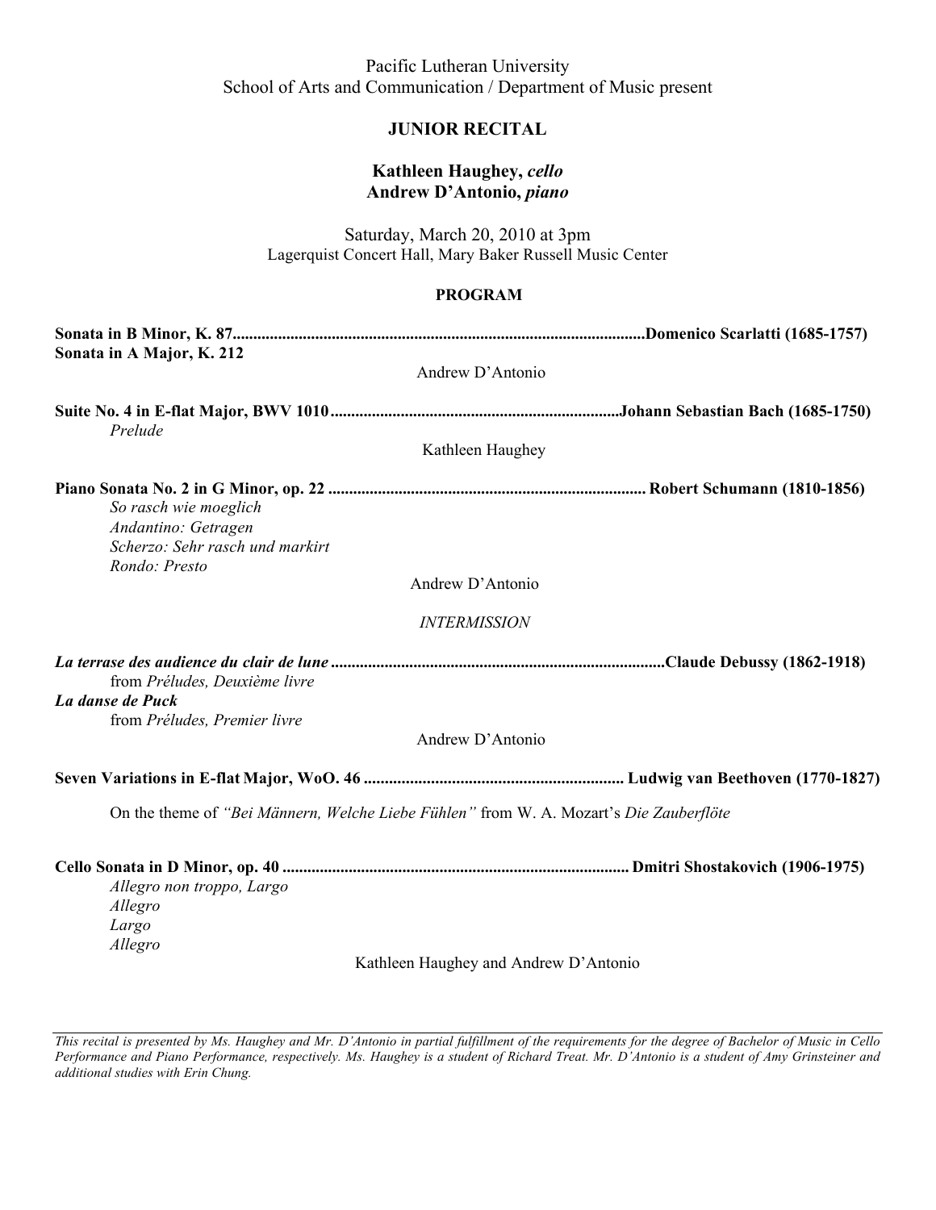Pacific Lutheran University
School of Arts and Communication / Department of Music present

## JUNIOR RECITAL

### Kathleen Haughey, *cello*
### Andrew D'Antonio, *piano*

Saturday, March 20, 2010 at 3pm
Lagerquist Concert Hall, Mary Baker Russell Music Center

**PROGRAM**

**Sonata in B Minor, K. 87**.................................................................................................**Domenico Scarlatti (1685-1757)**
**Sonata in A Major, K. 212**

Andrew D'Antonio

**Suite No. 4 in E-flat Major, BWV 1010**......................................................................**Johann Sebastian Bach (1685-1750)**
*Prelude*

Kathleen Haughey

**Piano Sonata No. 2 in G Minor, op. 22** ............................................................................ **Robert Schumann (1810-1856)**
*So rasch wie moeglich*
*Andantino: Getragen*
*Scherzo: Sehr rasch und markirt*
*Rondo: Presto*

Andrew D'Antonio

*INTERMISSION*

***La terrase des audience du clair de lune*** .................................................................................**Claude Debussy (1862-1918)**
from *Préludes, Deuxième livre*
***La danse de Puck***
from *Préludes, Premier livre*

Andrew D'Antonio

**Seven Variations in E-flat Major, WoO. 46** .............................................................. **Ludwig van Beethoven (1770-1827)**

On the theme of *"Bei Männern, Welche Liebe Fühlen"* from W. A. Mozart's *Die Zauberflöte*

**Cello Sonata in D Minor, op. 40** ................................................................................... **Dmitri Shostakovich (1906-1975)**
*Allegro non troppo, Largo*
*Allegro*
*Largo*
*Allegro*

Kathleen Haughey and Andrew D'Antonio

---

*This recital is presented by Ms. Haughey and Mr. D'Antonio in partial fulfillment of the requirements for the degree of Bachelor of Music in Cello Performance and Piano Performance, respectively. Ms. Haughey is a student of Richard Treat. Mr. D'Antonio is a student of Amy Grinsteiner and additional studies with Erin Chung.*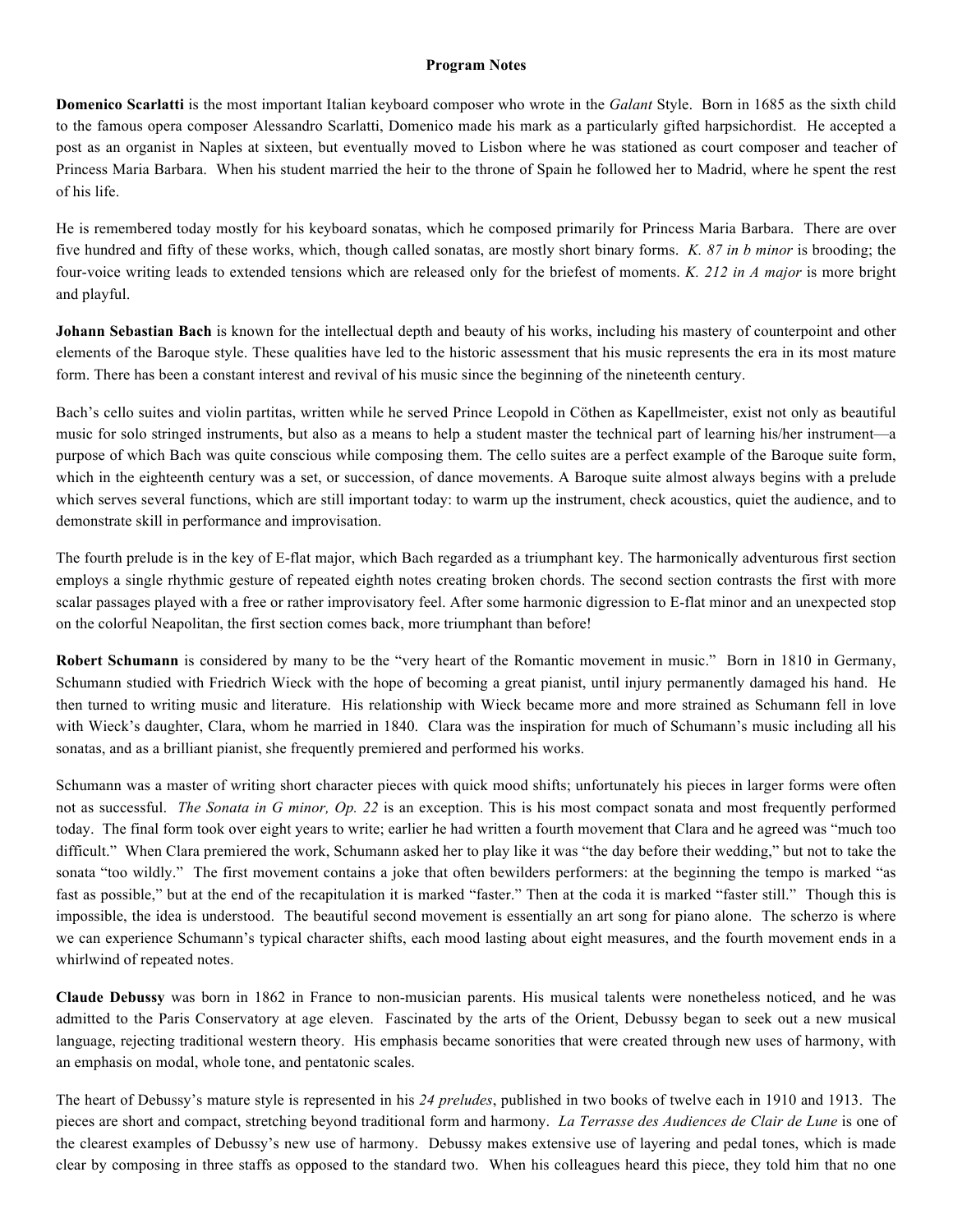## Program Notes

**Domenico Scarlatti** is the most important Italian keyboard composer who wrote in the *Galant* Style. Born in 1685 as the sixth child to the famous opera composer Alessandro Scarlatti, Domenico made his mark as a particularly gifted harpsichordist. He accepted a post as an organist in Naples at sixteen, but eventually moved to Lisbon where he was stationed as court composer and teacher of Princess Maria Barbara. When his student married the heir to the throne of Spain he followed her to Madrid, where he spent the rest of his life.

He is remembered today mostly for his keyboard sonatas, which he composed primarily for Princess Maria Barbara. There are over five hundred and fifty of these works, which, though called sonatas, are mostly short binary forms. *K. 87 in b minor* is brooding; the four-voice writing leads to extended tensions which are released only for the briefest of moments. *K. 212 in A major* is more bright and playful.

**Johann Sebastian Bach** is known for the intellectual depth and beauty of his works, including his mastery of counterpoint and other elements of the Baroque style. These qualities have led to the historic assessment that his music represents the era in its most mature form. There has been a constant interest and revival of his music since the beginning of the nineteenth century.

Bach's cello suites and violin partitas, written while he served Prince Leopold in Cöthen as Kapellmeister, exist not only as beautiful music for solo stringed instruments, but also as a means to help a student master the technical part of learning his/her instrument—a purpose of which Bach was quite conscious while composing them. The cello suites are a perfect example of the Baroque suite form, which in the eighteenth century was a set, or succession, of dance movements. A Baroque suite almost always begins with a prelude which serves several functions, which are still important today: to warm up the instrument, check acoustics, quiet the audience, and to demonstrate skill in performance and improvisation.

The fourth prelude is in the key of E-flat major, which Bach regarded as a triumphant key. The harmonically adventurous first section employs a single rhythmic gesture of repeated eighth notes creating broken chords. The second section contrasts the first with more scalar passages played with a free or rather improvisatory feel. After some harmonic digression to E-flat minor and an unexpected stop on the colorful Neapolitan, the first section comes back, more triumphant than before!

**Robert Schumann** is considered by many to be the "very heart of the Romantic movement in music." Born in 1810 in Germany, Schumann studied with Friedrich Wieck with the hope of becoming a great pianist, until injury permanently damaged his hand. He then turned to writing music and literature. His relationship with Wieck became more and more strained as Schumann fell in love with Wieck's daughter, Clara, whom he married in 1840. Clara was the inspiration for much of Schumann's music including all his sonatas, and as a brilliant pianist, she frequently premiered and performed his works.

Schumann was a master of writing short character pieces with quick mood shifts; unfortunately his pieces in larger forms were often not as successful. *The Sonata in G minor, Op. 22* is an exception. This is his most compact sonata and most frequently performed today. The final form took over eight years to write; earlier he had written a fourth movement that Clara and he agreed was "much too difficult." When Clara premiered the work, Schumann asked her to play like it was "the day before their wedding," but not to take the sonata "too wildly." The first movement contains a joke that often bewilders performers: at the beginning the tempo is marked "as fast as possible," but at the end of the recapitulation it is marked "faster." Then at the coda it is marked "faster still." Though this is impossible, the idea is understood. The beautiful second movement is essentially an art song for piano alone. The scherzo is where we can experience Schumann's typical character shifts, each mood lasting about eight measures, and the fourth movement ends in a whirlwind of repeated notes.

**Claude Debussy** was born in 1862 in France to non-musician parents. His musical talents were nonetheless noticed, and he was admitted to the Paris Conservatory at age eleven. Fascinated by the arts of the Orient, Debussy began to seek out a new musical language, rejecting traditional western theory. His emphasis became sonorities that were created through new uses of harmony, with an emphasis on modal, whole tone, and pentatonic scales.

The heart of Debussy's mature style is represented in his *24 preludes*, published in two books of twelve each in 1910 and 1913. The pieces are short and compact, stretching beyond traditional form and harmony. *La Terrasse des Audiences de Clair de Lune* is one of the clearest examples of Debussy's new use of harmony. Debussy makes extensive use of layering and pedal tones, which is made clear by composing in three staffs as opposed to the standard two. When his colleagues heard this piece, they told him that no one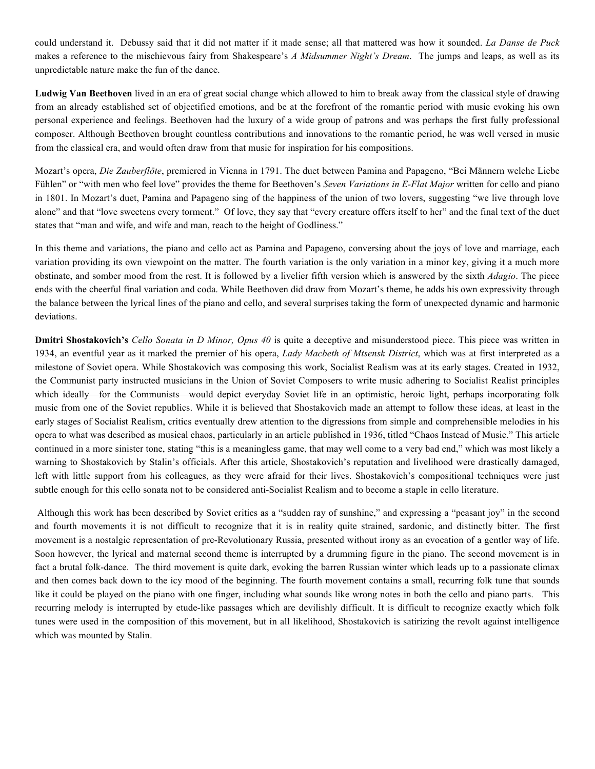could understand it. Debussy said that it did not matter if it made sense; all that mattered was how it sounded. *La Danse de Puck* makes a reference to the mischievous fairy from Shakespeare's *A Midsummer Night's Dream*. The jumps and leaps, as well as its unpredictable nature make the fun of the dance.

**Ludwig Van Beethoven** lived in an era of great social change which allowed to him to break away from the classical style of drawing from an already established set of objectified emotions, and be at the forefront of the romantic period with music evoking his own personal experience and feelings. Beethoven had the luxury of a wide group of patrons and was perhaps the first fully professional composer. Although Beethoven brought countless contributions and innovations to the romantic period, he was well versed in music from the classical era, and would often draw from that music for inspiration for his compositions.

Mozart's opera, *Die Zauberflöte*, premiered in Vienna in 1791. The duet between Pamina and Papageno, "Bei Männern welche Liebe Fühlen" or "with men who feel love" provides the theme for Beethoven's *Seven Variations in E-Flat Major* written for cello and piano in 1801. In Mozart's duet, Pamina and Papageno sing of the happiness of the union of two lovers, suggesting "we live through love alone" and that "love sweetens every torment." Of love, they say that "every creature offers itself to her" and the final text of the duet states that "man and wife, and wife and man, reach to the height of Godliness."

In this theme and variations, the piano and cello act as Pamina and Papageno, conversing about the joys of love and marriage, each variation providing its own viewpoint on the matter. The fourth variation is the only variation in a minor key, giving it a much more obstinate, and somber mood from the rest. It is followed by a livelier fifth version which is answered by the sixth *Adagio*. The piece ends with the cheerful final variation and coda. While Beethoven did draw from Mozart's theme, he adds his own expressivity through the balance between the lyrical lines of the piano and cello, and several surprises taking the form of unexpected dynamic and harmonic deviations.

**Dmitri Shostakovich's** *Cello Sonata in D Minor, Opus 40* is quite a deceptive and misunderstood piece. This piece was written in 1934, an eventful year as it marked the premier of his opera, *Lady Macbeth of Mtsensk District*, which was at first interpreted as a milestone of Soviet opera. While Shostakovich was composing this work, Socialist Realism was at its early stages. Created in 1932, the Communist party instructed musicians in the Union of Soviet Composers to write music adhering to Socialist Realist principles which ideally—for the Communists—would depict everyday Soviet life in an optimistic, heroic light, perhaps incorporating folk music from one of the Soviet republics. While it is believed that Shostakovich made an attempt to follow these ideas, at least in the early stages of Socialist Realism, critics eventually drew attention to the digressions from simple and comprehensible melodies in his opera to what was described as musical chaos, particularly in an article published in 1936, titled "Chaos Instead of Music." This article continued in a more sinister tone, stating "this is a meaningless game, that may well come to a very bad end," which was most likely a warning to Shostakovich by Stalin's officials. After this article, Shostakovich's reputation and livelihood were drastically damaged, left with little support from his colleagues, as they were afraid for their lives. Shostakovich's compositional techniques were just subtle enough for this cello sonata not to be considered anti-Socialist Realism and to become a staple in cello literature.

Although this work has been described by Soviet critics as a "sudden ray of sunshine," and expressing a "peasant joy" in the second and fourth movements it is not difficult to recognize that it is in reality quite strained, sardonic, and distinctly bitter. The first movement is a nostalgic representation of pre-Revolutionary Russia, presented without irony as an evocation of a gentler way of life. Soon however, the lyrical and maternal second theme is interrupted by a drumming figure in the piano. The second movement is in fact a brutal folk-dance. The third movement is quite dark, evoking the barren Russian winter which leads up to a passionate climax and then comes back down to the icy mood of the beginning. The fourth movement contains a small, recurring folk tune that sounds like it could be played on the piano with one finger, including what sounds like wrong notes in both the cello and piano parts. This recurring melody is interrupted by etude-like passages which are devilishly difficult. It is difficult to recognize exactly which folk tunes were used in the composition of this movement, but in all likelihood, Shostakovich is satirizing the revolt against intelligence which was mounted by Stalin.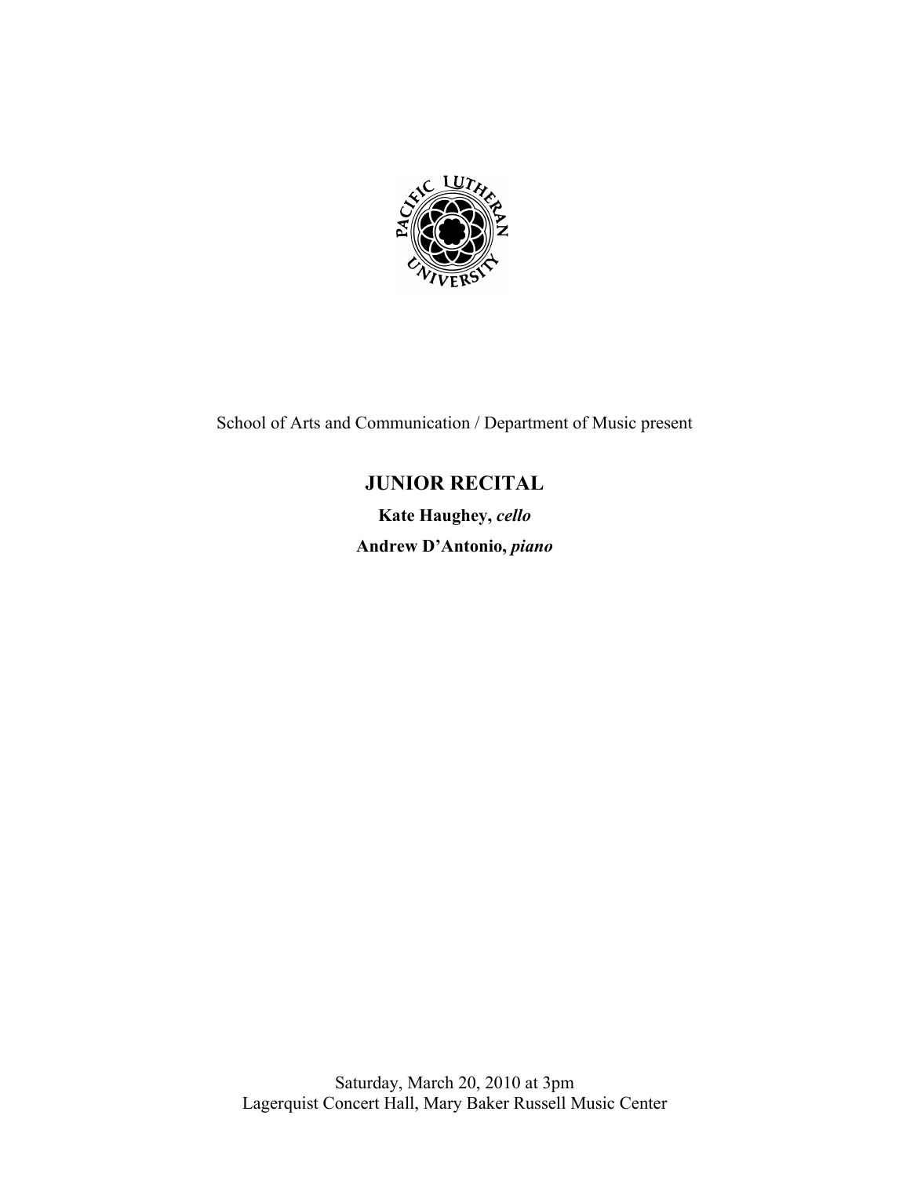School of Arts and Communication / Department of Music present

# JUNIOR RECITAL

**Kate Haughey,** ***cello***

**Andrew D'Antonio,** ***piano***

Saturday, March 20, 2010 at 3pm
Lagerquist Concert Hall, Mary Baker Russell Music Center